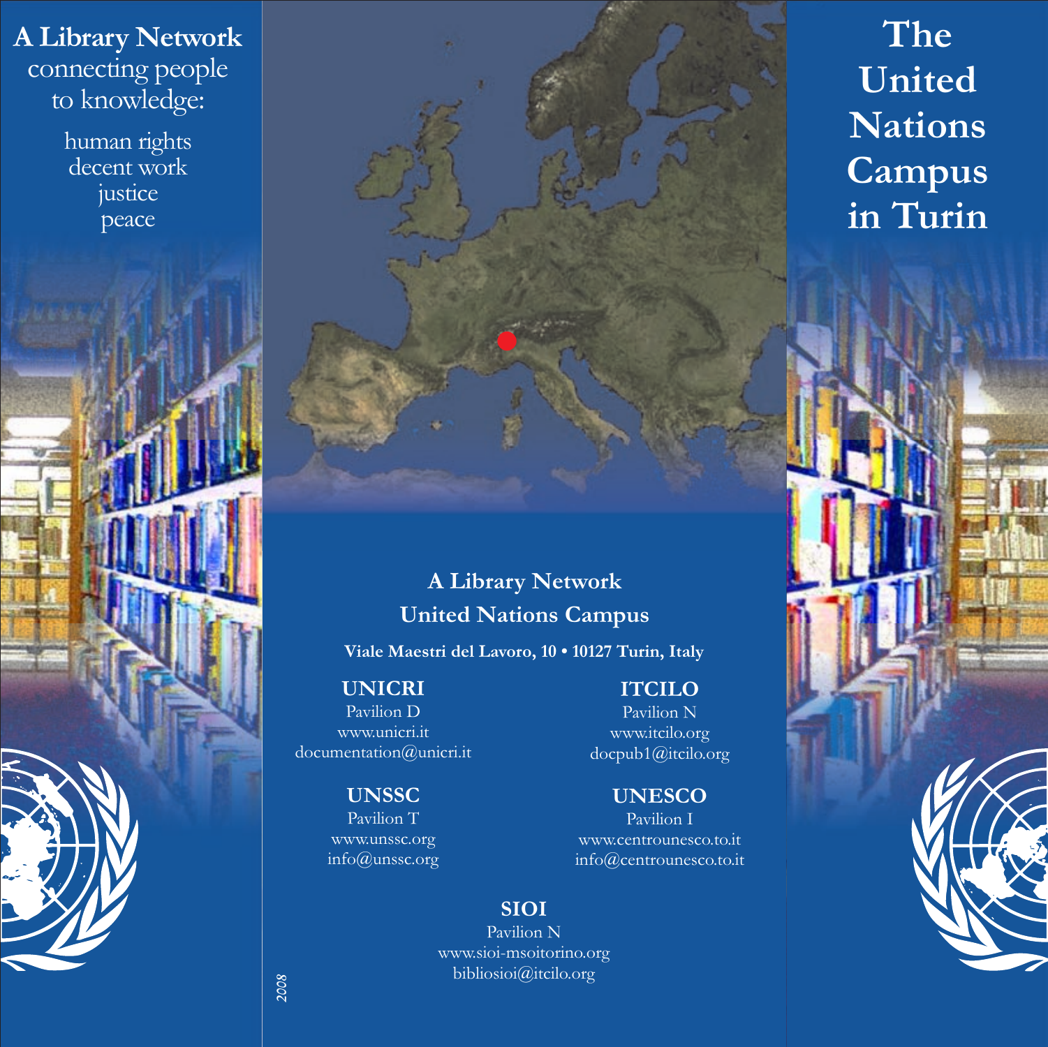# A Library Network connecting people to knowledge:

human rights
decent work
justice
peace

## A Library Network
## United Nations Campus

**Viale Maestri del Lavoro, 10 • 10127 Turin, Italy**

**UNICRI**
Pavilion D
www.unicri.it
documentation@unicri.it

**ITCILO**
Pavilion N
www.itcilo.org
docpub1@itcilo.org

**UNSSC**
Pavilion T
www.unssc.org
info@unssc.org

**UNESCO**
Pavilion I
www.centrounesco.to.it
info@centrounesco.to.it

**SIOI**
Pavilion N
www.sioi-msoitorino.org
bibliosioi@itcilo.org

*2008*

# The United Nations Campus in Turin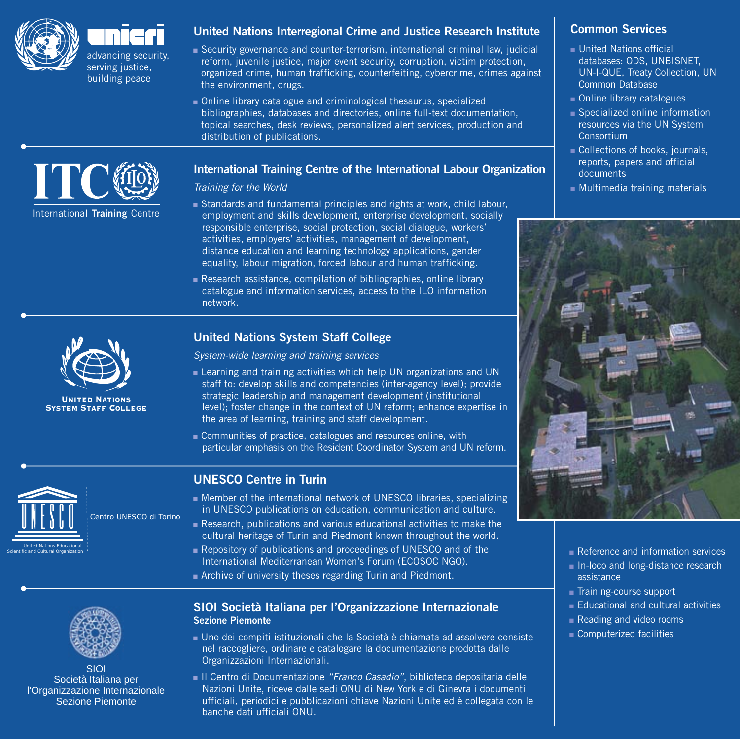unicri

advancing security, serving justice, building peace

## United Nations Interregional Crime and Justice Research Institute

- Security governance and counter-terrorism, international criminal law, judicial reform, juvenile justice, major event security, corruption, victim protection, organized crime, human trafficking, counterfeiting, cybercrime, crimes against the environment, drugs.
- Online library catalogue and criminological thesaurus, specialized bibliographies, databases and directories, online full-text documentation, topical searches, desk reviews, personalized alert services, production and distribution of publications.

ITC ILO

International **Training** Centre

## International Training Centre of the International Labour Organization

*Training for the World*

- Standards and fundamental principles and rights at work, child labour, employment and skills development, enterprise development, socially responsible enterprise, social protection, social dialogue, workers' activities, employers' activities, management of development, distance education and learning technology applications, gender equality, labour migration, forced labour and human trafficking.
- Research assistance, compilation of bibliographies, online library catalogue and information services, access to the ILO information network.

UNITED NATIONS SYSTEM STAFF COLLEGE

## United Nations System Staff College

*System-wide learning and training services*

- Learning and training activities which help UN organizations and UN staff to: develop skills and competencies (inter-agency level); provide strategic leadership and management development (institutional level); foster change in the context of UN reform; enhance expertise in the area of learning, training and staff development.
- Communities of practice, catalogues and resources online, with particular emphasis on the Resident Coordinator System and UN reform.

UNESCO

United Nations Educational, Scientific and Cultural Organization

Centro UNESCO di Torino

## UNESCO Centre in Turin

- Member of the international network of UNESCO libraries, specializing in UNESCO publications on education, communication and culture.
- Research, publications and various educational activities to make the cultural heritage of Turin and Piedmont known throughout the world.
- Repository of publications and proceedings of UNESCO and of the International Mediterranean Women's Forum (ECOSOC NGO).
- Archive of university theses regarding Turin and Piedmont.

SIOI
Società Italiana per l'Organizzazione Internazionale
Sezione Piemonte

## SIOI Società Italiana per l'Organizzazione Internazionale

**Sezione Piemonte**

- Uno dei compiti istituzionali che la Società è chiamata ad assolvere consiste nel raccogliere, ordinare e catalogare la documentazione prodotta dalle Organizzazioni Internazionali.
- Il Centro di Documentazione *"Franco Casadio"*, biblioteca depositaria delle Nazioni Unite, riceve dalle sedi ONU di New York e di Ginevra i documenti ufficiali, periodici e pubblicazioni chiave Nazioni Unite ed è collegata con le banche dati ufficiali ONU.

## Common Services

- United Nations official databases: ODS, UNBISNET, UN-I-QUE, Treaty Collection, UN Common Database
- Online library catalogues
- Specialized online information resources via the UN System Consortium
- Collections of books, journals, reports, papers and official documents
- Multimedia training materials
- Reference and information services
- In-loco and long-distance research assistance
- Training-course support
- Educational and cultural activities
- Reading and video rooms
- Computerized facilities